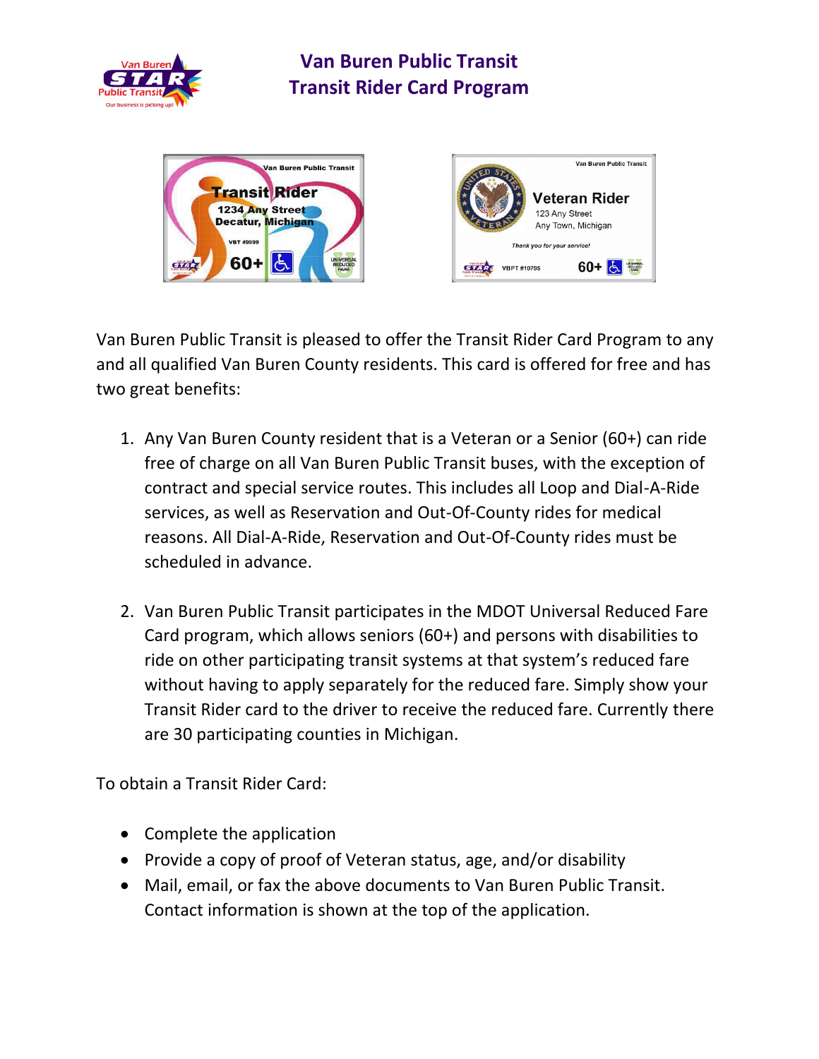# Van Buren Public Transit
# Transit Rider Card Program

Van Buren Public Transit is pleased to offer the Transit Rider Card Program to any and all qualified Van Buren County residents. This card is offered for free and has two great benefits:

1. Any Van Buren County resident that is a Veteran or a Senior (60+) can ride free of charge on all Van Buren Public Transit buses, with the exception of contract and special service routes. This includes all Loop and Dial-A-Ride services, as well as Reservation and Out-Of-County rides for medical reasons. All Dial-A-Ride, Reservation and Out-Of-County rides must be scheduled in advance.

2. Van Buren Public Transit participates in the MDOT Universal Reduced Fare Card program, which allows seniors (60+) and persons with disabilities to ride on other participating transit systems at that system's reduced fare without having to apply separately for the reduced fare. Simply show your Transit Rider card to the driver to receive the reduced fare. Currently there are 30 participating counties in Michigan.

To obtain a Transit Rider Card:

- Complete the application
- Provide a copy of proof of Veteran status, age, and/or disability
- Mail, email, or fax the above documents to Van Buren Public Transit. Contact information is shown at the top of the application.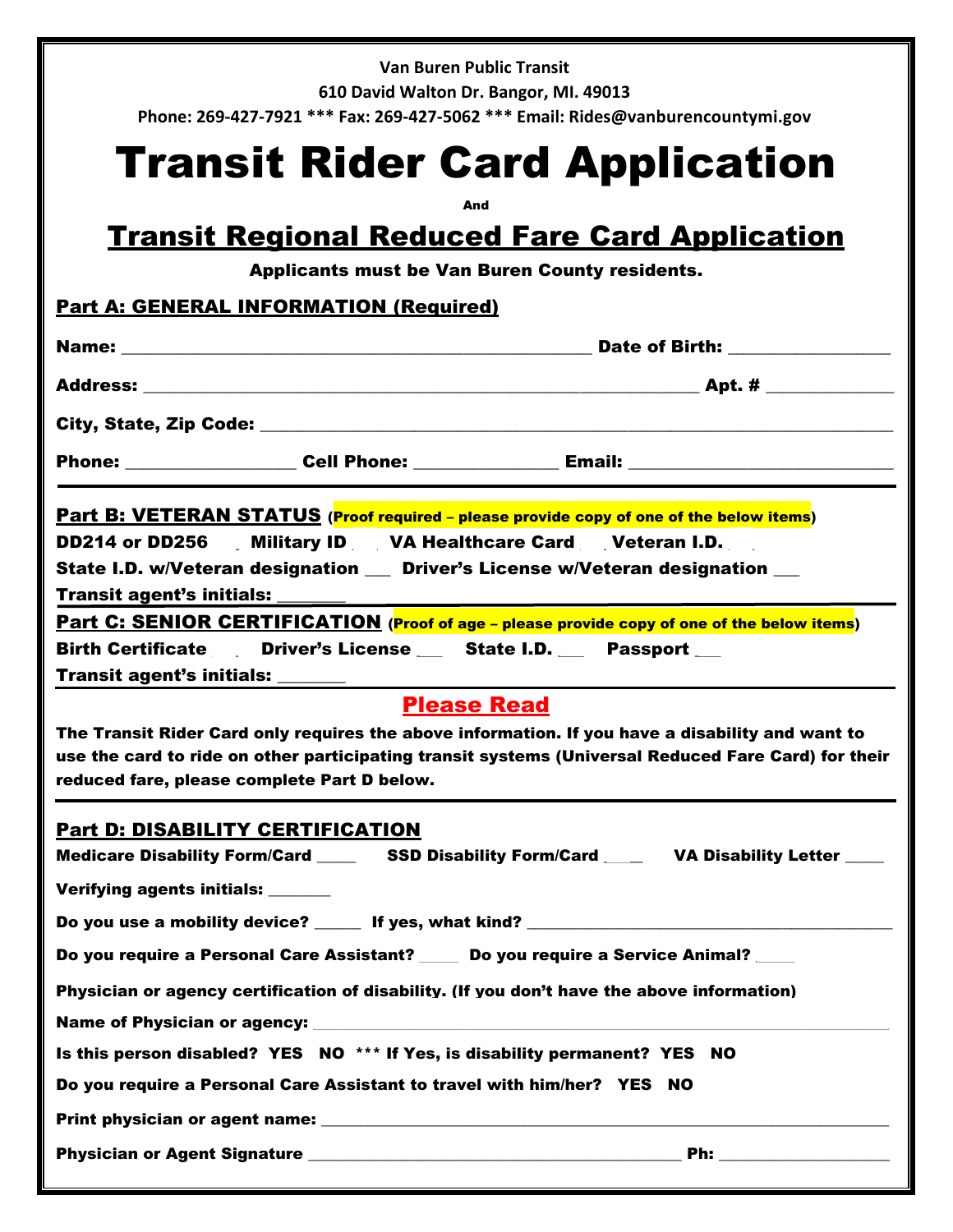Van Buren Public Transit

610 David Walton Dr. Bangor, MI. 49013

Phone: 269-427-7921 *** Fax: 269-427-5062 *** Email: Rides@vanburencountymi.gov

# Transit Rider Card Application

And

## Transit Regional Reduced Fare Card Application

**Applicants must be Van Buren County residents.**

### Part A: GENERAL INFORMATION (Required)

**Name:** ______________________________________________ **Date of Birth:** ________________

**Address:** ______________________________________________________ **Apt. #** ____________

**City, State, Zip Code:** ______________________________________________________________

**Phone:** _________________ **Cell Phone:** ______________ **Email:** __________________________

### Part B: VETERAN STATUS (Proof required – please provide copy of one of the below items)

**DD214 or DD256** ___ **Military ID** ___ **VA Healthcare Card** ___ **Veteran I.D.** ___

**State I.D. w/Veteran designation** ___ **Driver's License w/Veteran designation** ___

**Transit agent's initials:** _______

### Part C: SENIOR CERTIFICATION (Proof of age – please provide copy of one of the below items)

**Birth Certificate** ___ **Driver's License** ___ **State I.D.** ___ **Passport** ___

**Transit agent's initials:** _______

## Please Read

**The Transit Rider Card only requires the above information. If you have a disability and want to use the card to ride on other participating transit systems (Universal Reduced Fare Card) for their reduced fare, please complete Part D below.**

### Part D: DISABILITY CERTIFICATION

**Medicare Disability Form/Card** ____ **SSD Disability Form/Card** ____ **VA Disability Letter** ____

**Verifying agents initials:** _______

**Do you use a mobility device?** _____ **If yes, what kind?** ________________________________________

**Do you require a Personal Care Assistant?** _____ **Do you require a Service Animal?** _____

**Physician or agency certification of disability. (If you don't have the above information)**

**Name of Physician or agency:** ____________________________________________________________

**Is this person disabled? YES NO *** If Yes, is disability permanent? YES NO**

**Do you require a Personal Care Assistant to travel with him/her? YES NO**

**Print physician or agent name:** __________________________________________________________

**Physician or Agent Signature** ________________________________________ **Ph:** __________________